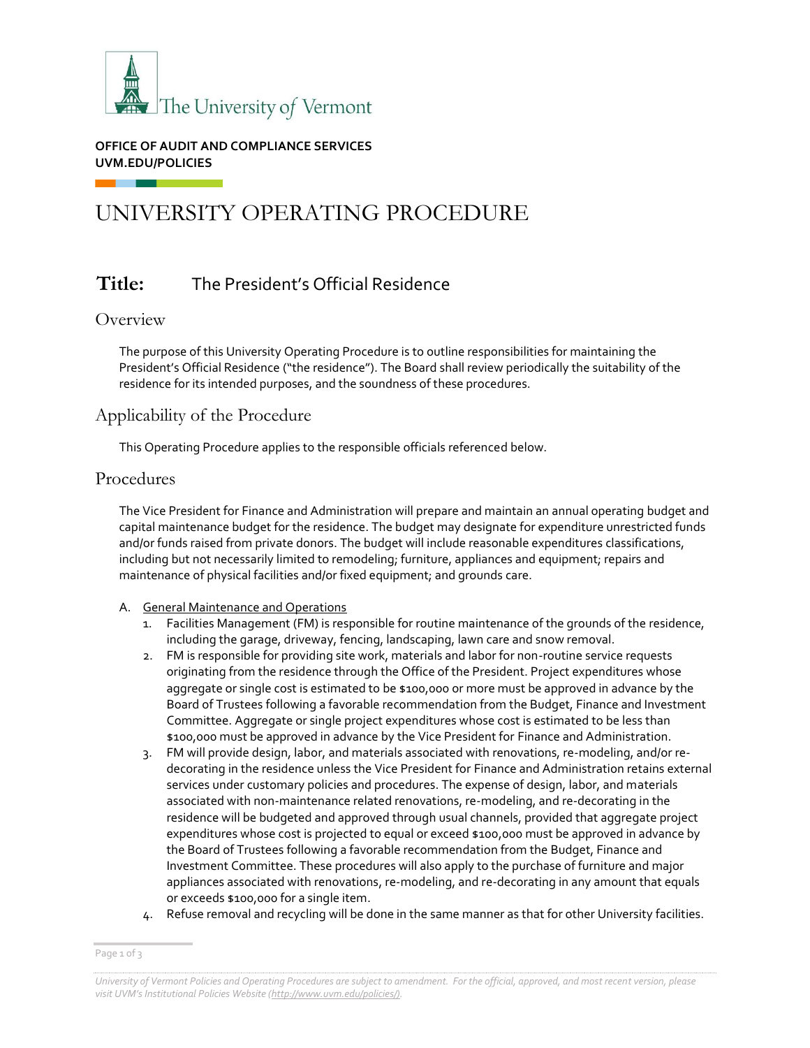OFFICE OF AUDIT AND COMPLIANCE SERVICES
UVM.EDU/POLICIES

# UNIVERSITY OPERATING PROCEDURE

## **Title:** The President's Official Residence

## Overview

The purpose of this University Operating Procedure is to outline responsibilities for maintaining the President's Official Residence ("the residence"). The Board shall review periodically the suitability of the residence for its intended purposes, and the soundness of these procedures.

## Applicability of the Procedure

This Operating Procedure applies to the responsible officials referenced below.

## Procedures

The Vice President for Finance and Administration will prepare and maintain an annual operating budget and capital maintenance budget for the residence. The budget may designate for expenditure unrestricted funds and/or funds raised from private donors. The budget will include reasonable expenditures classifications, including but not necessarily limited to remodeling; furniture, appliances and equipment; repairs and maintenance of physical facilities and/or fixed equipment; and grounds care.

A. General Maintenance and Operations
   1. Facilities Management (FM) is responsible for routine maintenance of the grounds of the residence, including the garage, driveway, fencing, landscaping, lawn care and snow removal.
   2. FM is responsible for providing site work, materials and labor for non-routine service requests originating from the residence through the Office of the President. Project expenditures whose aggregate or single cost is estimated to be $100,000 or more must be approved in advance by the Board of Trustees following a favorable recommendation from the Budget, Finance and Investment Committee. Aggregate or single project expenditures whose cost is estimated to be less than $100,000 must be approved in advance by the Vice President for Finance and Administration.
   3. FM will provide design, labor, and materials associated with renovations, re-modeling, and/or re-decorating in the residence unless the Vice President for Finance and Administration retains external services under customary policies and procedures. The expense of design, labor, and materials associated with non-maintenance related renovations, re-modeling, and re-decorating in the residence will be budgeted and approved through usual channels, provided that aggregate project expenditures whose cost is projected to equal or exceed $100,000 must be approved in advance by the Board of Trustees following a favorable recommendation from the Budget, Finance and Investment Committee. These procedures will also apply to the purchase of furniture and major appliances associated with renovations, re-modeling, and re-decorating in any amount that equals or exceeds $100,000 for a single item.
   4. Refuse removal and recycling will be done in the same manner as that for other University facilities.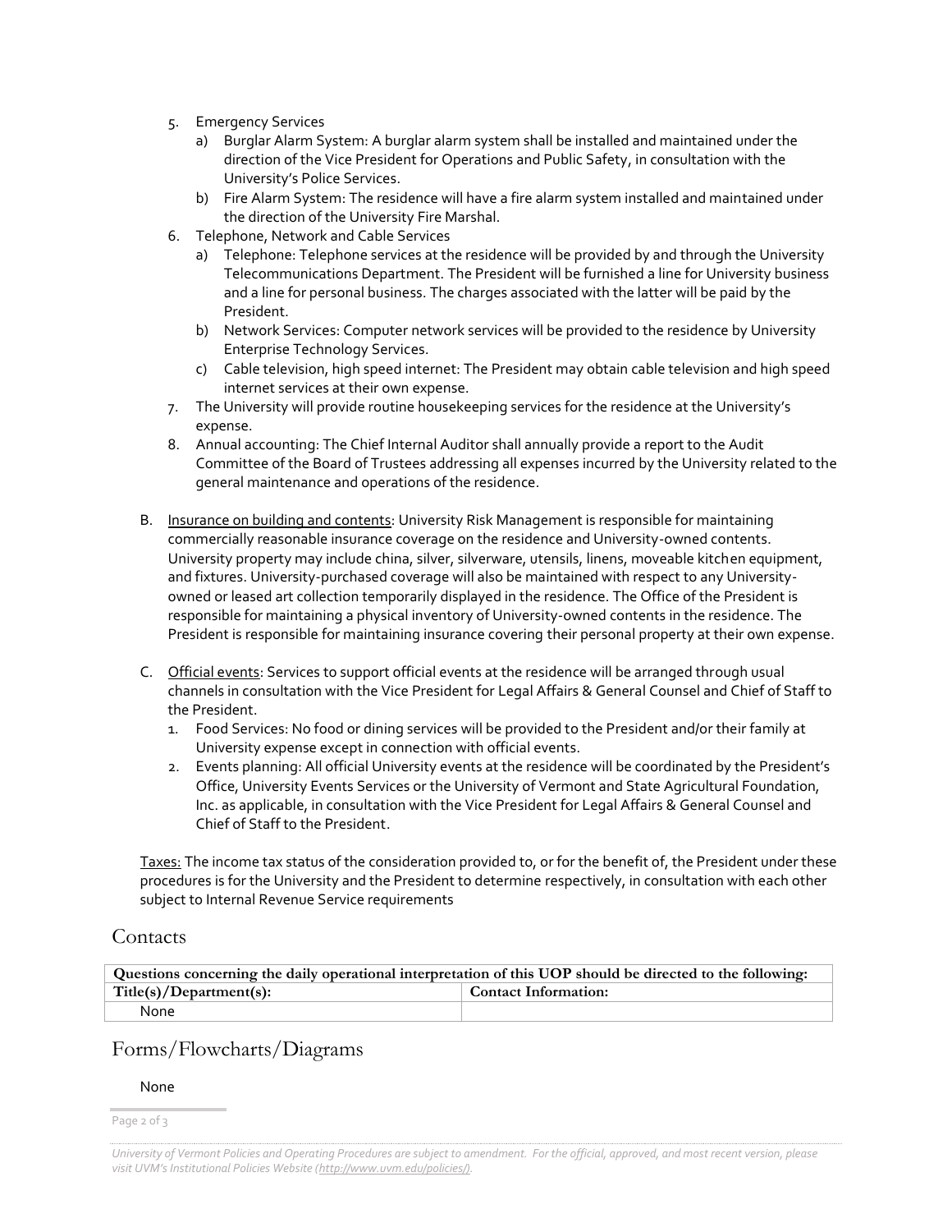5. Emergency Services
    a) Burglar Alarm System: A burglar alarm system shall be installed and maintained under the direction of the Vice President for Operations and Public Safety, in consultation with the University's Police Services.
    b) Fire Alarm System: The residence will have a fire alarm system installed and maintained under the direction of the University Fire Marshal.
6. Telephone, Network and Cable Services
    a) Telephone: Telephone services at the residence will be provided by and through the University Telecommunications Department. The President will be furnished a line for University business and a line for personal business. The charges associated with the latter will be paid by the President.
    b) Network Services: Computer network services will be provided to the residence by University Enterprise Technology Services.
    c) Cable television, high speed internet: The President may obtain cable television and high speed internet services at their own expense.
7. The University will provide routine housekeeping services for the residence at the University's expense.
8. Annual accounting: The Chief Internal Auditor shall annually provide a report to the Audit Committee of the Board of Trustees addressing all expenses incurred by the University related to the general maintenance and operations of the residence.

B. Insurance on building and contents: University Risk Management is responsible for maintaining commercially reasonable insurance coverage on the residence and University-owned contents. University property may include china, silver, silverware, utensils, linens, moveable kitchen equipment, and fixtures. University-purchased coverage will also be maintained with respect to any University-owned or leased art collection temporarily displayed in the residence. The Office of the President is responsible for maintaining a physical inventory of University-owned contents in the residence. The President is responsible for maintaining insurance covering their personal property at their own expense.

C. Official events: Services to support official events at the residence will be arranged through usual channels in consultation with the Vice President for Legal Affairs & General Counsel and Chief of Staff to the President.
    1. Food Services: No food or dining services will be provided to the President and/or their family at University expense except in connection with official events.
    2. Events planning: All official University events at the residence will be coordinated by the President's Office, University Events Services or the University of Vermont and State Agricultural Foundation, Inc. as applicable, in consultation with the Vice President for Legal Affairs & General Counsel and Chief of Staff to the President.

Taxes: The income tax status of the consideration provided to, or for the benefit of, the President under these procedures is for the University and the President to determine respectively, in consultation with each other subject to Internal Revenue Service requirements

## Contacts

| **Questions concerning the daily operational interpretation of this UOP should be directed to the following:** | |
|---|---|
| **Title(s)/Department(s):** | **Contact Information:** |
| None | |

## Forms/Flowcharts/Diagrams

None

*University of Vermont Policies and Operating Procedures are subject to amendment. For the official, approved, and most recent version, please visit UVM's Institutional Policies Website (http://www.uvm.edu/policies/).*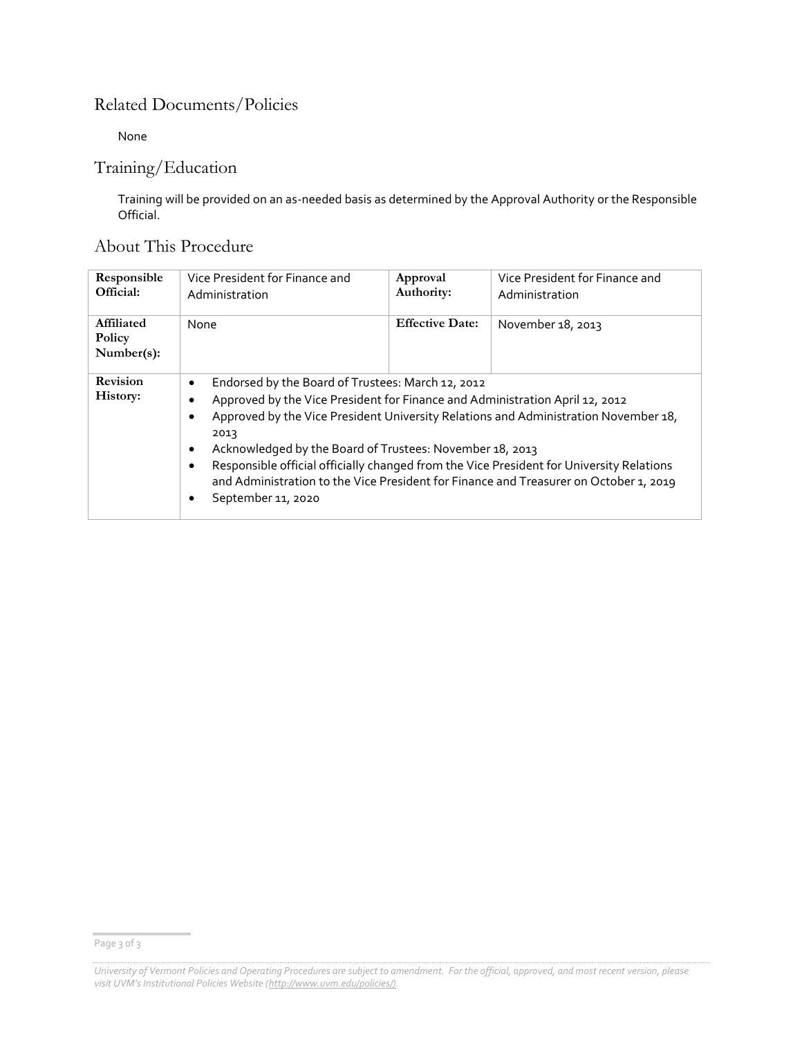## Related Documents/Policies

None

## Training/Education

Training will be provided on an as-needed basis as determined by the Approval Authority or the Responsible Official.

## About This Procedure

| | | | |
|---|---|---|---|
| **Responsible Official:** | Vice President for Finance and Administration | **Approval Authority:** | Vice President for Finance and Administration |
| **Affiliated Policy Number(s):** | None | **Effective Date:** | November 18, 2013 |
| **Revision History:** | • Endorsed by the Board of Trustees: March 12, 2012<br>• Approved by the Vice President for Finance and Administration April 12, 2012<br>• Approved by the Vice President University Relations and Administration November 18, 2013<br>• Acknowledged by the Board of Trustees: November 18, 2013<br>• Responsible official officially changed from the Vice President for University Relations and Administration to the Vice President for Finance and Treasurer on October 1, 2019<br>• September 11, 2020 | | |

*University of Vermont Policies and Operating Procedures are subject to amendment. For the official, approved, and most recent version, please visit UVM's Institutional Policies Website (http://www.uvm.edu/policies/).*